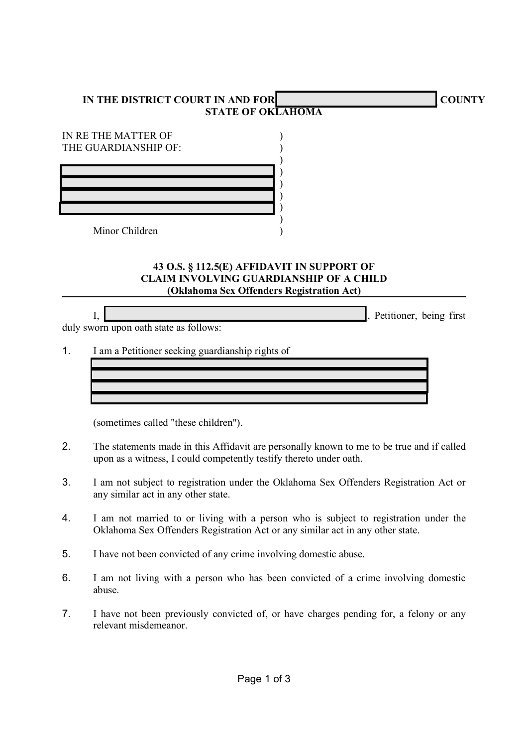**IN THE DISTRICT COURT IN AND FOR \_\_\_\_\_\_\_\_\_\_\_\_\_\_\_\_\_\_\_\_ COUNTY**
**STATE OF OKLAHOMA**

IN RE THE MATTER OF )
THE GUARDIANSHIP OF: )
)
\_\_\_\_\_\_\_\_\_\_\_\_\_\_\_\_\_\_\_\_ )
\_\_\_\_\_\_\_\_\_\_\_\_\_\_\_\_\_\_\_\_ )
\_\_\_\_\_\_\_\_\_\_\_\_\_\_\_\_\_\_\_\_ )
\_\_\_\_\_\_\_\_\_\_\_\_\_\_\_\_\_\_\_\_ )
)
Minor Children )

**43 O.S. § 112.5(E) AFFIDAVIT IN SUPPORT OF CLAIM INVOLVING GUARDIANSHIP OF A CHILD (Oklahoma Sex Offenders Registration Act)**

I, \_\_\_\_\_\_\_\_\_\_\_\_\_\_\_\_\_\_\_\_\_\_\_\_\_\_\_\_\_\_, Petitioner, being first duly sworn upon oath state as follows:

1. I am a Petitioner seeking guardianship rights of

   \_\_\_\_\_\_\_\_\_\_\_\_\_\_\_\_\_\_\_\_\_\_\_\_\_\_\_\_\_\_
   \_\_\_\_\_\_\_\_\_\_\_\_\_\_\_\_\_\_\_\_\_\_\_\_\_\_\_\_\_\_
   \_\_\_\_\_\_\_\_\_\_\_\_\_\_\_\_\_\_\_\_\_\_\_\_\_\_\_\_\_\_
   \_\_\_\_\_\_\_\_\_\_\_\_\_\_\_\_\_\_\_\_\_\_\_\_\_\_\_\_\_\_

   (sometimes called "these children").

2. The statements made in this Affidavit are personally known to me to be true and if called upon as a witness, I could competently testify thereto under oath.

3. I am not subject to registration under the Oklahoma Sex Offenders Registration Act or any similar act in any other state.

4. I am not married to or living with a person who is subject to registration under the Oklahoma Sex Offenders Registration Act or any similar act in any other state.

5. I have not been convicted of any crime involving domestic abuse.

6. I am not living with a person who has been convicted of a crime involving domestic abuse.

7. I have not been previously convicted of, or have charges pending for, a felony or any relevant misdemeanor.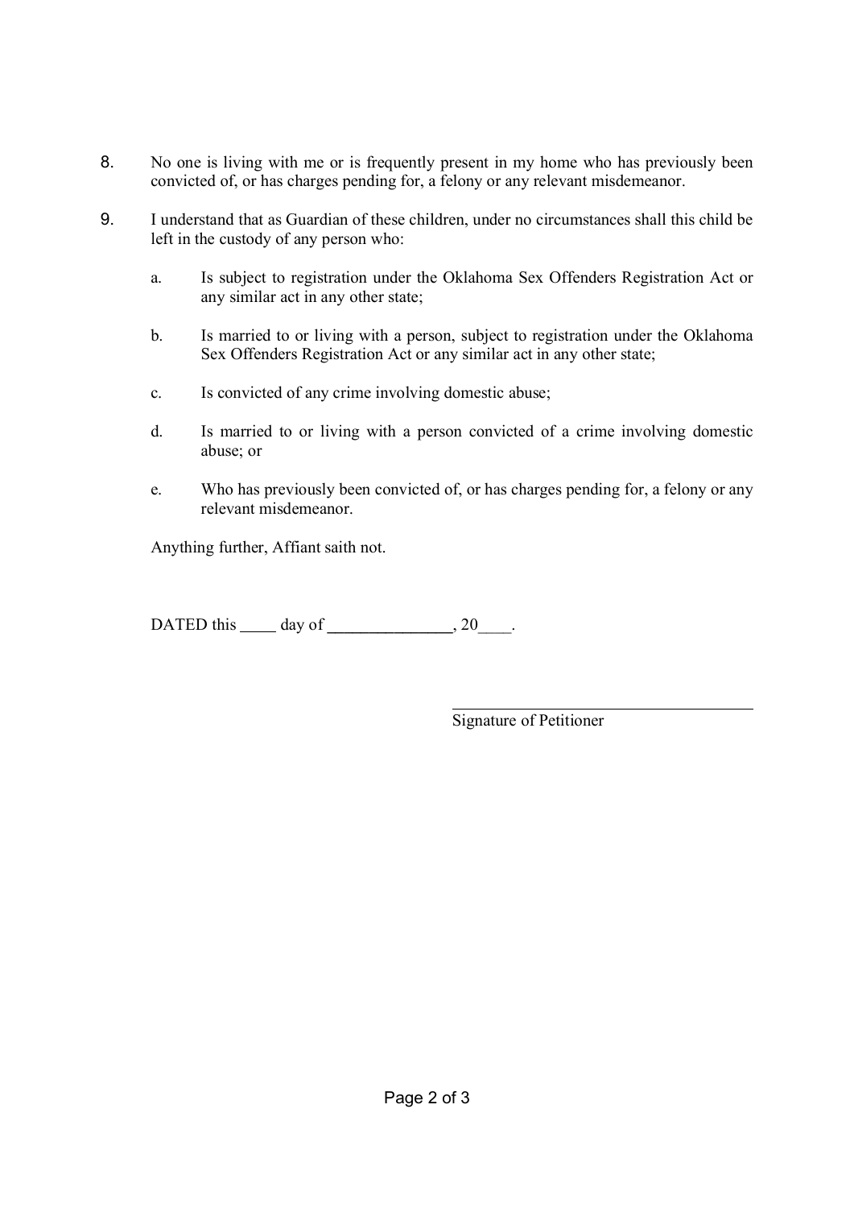8. No one is living with me or is frequently present in my home who has previously been convicted of, or has charges pending for, a felony or any relevant misdemeanor.

9. I understand that as Guardian of these children, under no circumstances shall this child be left in the custody of any person who:

   a. Is subject to registration under the Oklahoma Sex Offenders Registration Act or any similar act in any other state;

   b. Is married to or living with a person, subject to registration under the Oklahoma Sex Offenders Registration Act or any similar act in any other state;

   c. Is convicted of any crime involving domestic abuse;

   d. Is married to or living with a person convicted of a crime involving domestic abuse; or

   e. Who has previously been convicted of, or has charges pending for, a felony or any relevant misdemeanor.

Anything further, Affiant saith not.

DATED this ____ day of _______________, 20____.

_____________________________________
Signature of Petitioner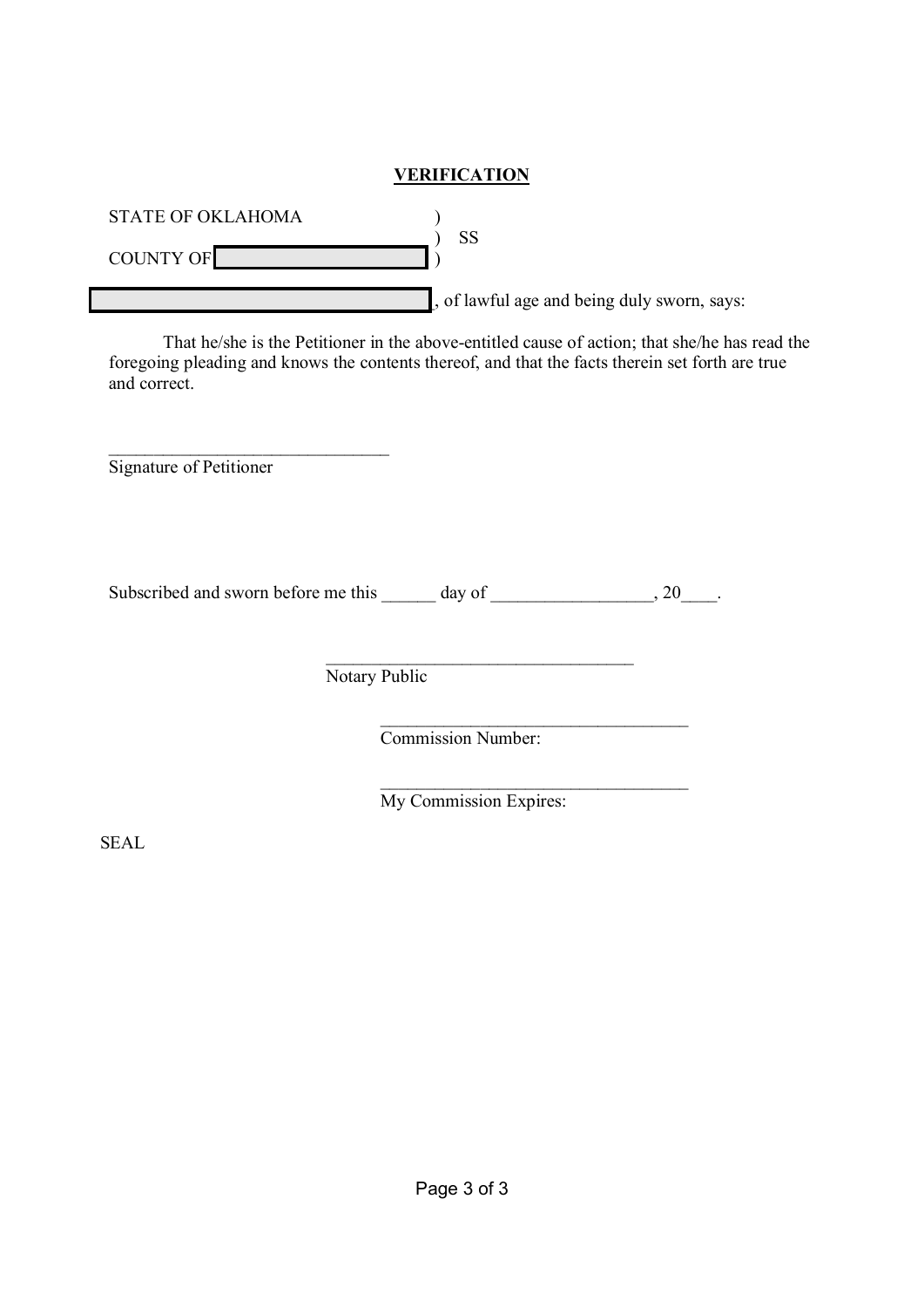**VERIFICATION**

STATE OF OKLAHOMA )
) SS
COUNTY OF \_\_\_\_\_\_\_\_\_\_\_\_\_\_\_\_\_\_\_\_ )

\_\_\_\_\_\_\_\_\_\_\_\_\_\_\_\_\_\_\_\_\_\_\_\_\_\_\_\_\_\_, of lawful age and being duly sworn, says:

That he/she is the Petitioner in the above-entitled cause of action; that she/he has read the foregoing pleading and knows the contents thereof, and that the facts therein set forth are true and correct.

\_\_\_\_\_\_\_\_\_\_\_\_\_\_\_\_\_\_\_\_\_\_\_\_\_\_\_\_\_\_
Signature of Petitioner

Subscribed and sworn before me this \_\_\_\_\_\_ day of \_\_\_\_\_\_\_\_\_\_\_\_\_\_\_\_\_\_, 20\_\_\_\_.

\_\_\_\_\_\_\_\_\_\_\_\_\_\_\_\_\_\_\_\_\_\_\_\_\_\_\_\_\_\_\_\_\_\_
Notary Public

\_\_\_\_\_\_\_\_\_\_\_\_\_\_\_\_\_\_\_\_\_\_\_\_\_\_\_\_\_\_\_\_\_\_
Commission Number:

\_\_\_\_\_\_\_\_\_\_\_\_\_\_\_\_\_\_\_\_\_\_\_\_\_\_\_\_\_\_\_\_\_\_
My Commission Expires:

SEAL